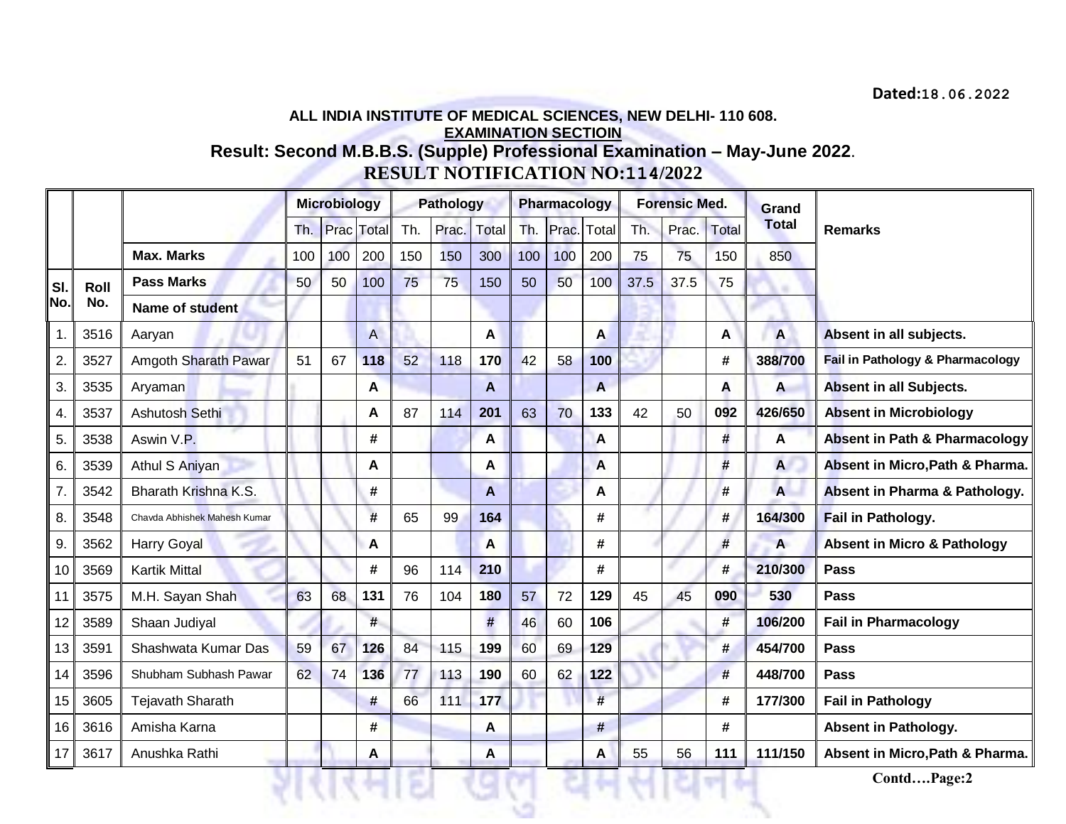Dated:18.06.2022

**ALL INDIA INSTITUTE OF MEDICAL SCIENCES, NEW DELHI- 110 608.**

**EXAMINATION SECTIOIN**

## Result: Second M.B.B.S. (Supple) Professional Examination – May-June 2022.

## RESULT NOTIFICATION NO:114/2022

| Sl. No. | Roll No. | | Microbiology | | | Pathology | | | Pharmacology | | | Forensic Med. | | | Grand Total | Remarks |
|---|---|---|---|---|---|---|---|---|---|---|---|---|---|---|---|---|
| | | | Th. | Prac | Total | Th. | Prac. | Total | Th. | Prac. | Total | Th. | Prac. | Total | | |
| | | **Max. Marks** | 100 | 100 | 200 | 150 | 150 | 300 | 100 | 100 | 200 | 75 | 75 | 150 | 850 | |
| | | **Pass Marks** | 50 | 50 | 100 | 75 | 75 | 150 | 50 | 50 | 100 | 37.5 | 37.5 | 75 | | |
| | | **Name of student** | | | | | | | | | | | | | | |
| 1. | 3516 | Aaryan | | | A | | | **A** | | | **A** | | | **A** | **A** | **Absent in all subjects.** |
| 2. | 3527 | Amgoth Sharath Pawar | 51 | 67 | **118** | 52 | 118 | **170** | 42 | 58 | **100** | | | **#** | **388/700** | **Fail in Pathology & Pharmacology** |
| 3. | 3535 | Aryaman | | | **A** | | | **A** | | | **A** | | | **A** | **A** | **Absent in all Subjects.** |
| 4. | 3537 | Ashutosh Sethi | | | **A** | 87 | 114 | **201** | 63 | 70 | **133** | 42 | 50 | **092** | **426/650** | **Absent in Microbiology** |
| 5. | 3538 | Aswin V.P. | | | **#** | | | **A** | | | **A** | | | **#** | **A** | **Absent in Path & Pharmacology** |
| 6. | 3539 | Athul S Aniyan | | | **A** | | | **A** | | | **A** | | | **#** | **A** | **Absent in Micro,Path & Pharma.** |
| 7. | 3542 | Bharath Krishna K.S. | | | **#** | | | **A** | | | **A** | | | **#** | **A** | **Absent in Pharma & Pathology.** |
| 8. | 3548 | Chavda Abhishek Mahesh Kumar | | | **#** | 65 | 99 | **164** | | | **#** | | | **#** | **164/300** | **Fail in Pathology.** |
| 9. | 3562 | Harry Goyal | | | **A** | | | **A** | | | **#** | | | **#** | **A** | **Absent in Micro & Pathology** |
| 10 | 3569 | Kartik Mittal | | | **#** | 96 | 114 | **210** | | | **#** | | | **#** | **210/300** | **Pass** |
| 11 | 3575 | M.H. Sayan Shah | 63 | 68 | **131** | 76 | 104 | **180** | 57 | 72 | **129** | 45 | 45 | **090** | **530** | **Pass** |
| 12 | 3589 | Shaan Judiyal | | | **#** | | | **#** | 46 | 60 | **106** | | | **#** | **106/200** | **Fail in Pharmacology** |
| 13 | 3591 | Shashwata Kumar Das | 59 | 67 | **126** | 84 | 115 | **199** | 60 | 69 | **129** | | | **#** | **454/700** | **Pass** |
| 14 | 3596 | Shubham Subhash Pawar | 62 | 74 | **136** | 77 | 113 | **190** | 60 | 62 | **122** | | | **#** | **448/700** | **Pass** |
| 15 | 3605 | Tejavath Sharath | | | **#** | 66 | 111 | **177** | | | **#** | | | **#** | **177/300** | **Fail in Pathology** |
| 16 | 3616 | Amisha Karna | | | **#** | | | **A** | | | **#** | | | **#** | | **Absent in Pathology.** |
| 17 | 3617 | Anushka Rathi | | | **A** | | | **A** | | | **A** | 55 | 56 | **111** | **111/150** | **Absent in Micro,Path & Pharma.** |

**Contd….Page:2**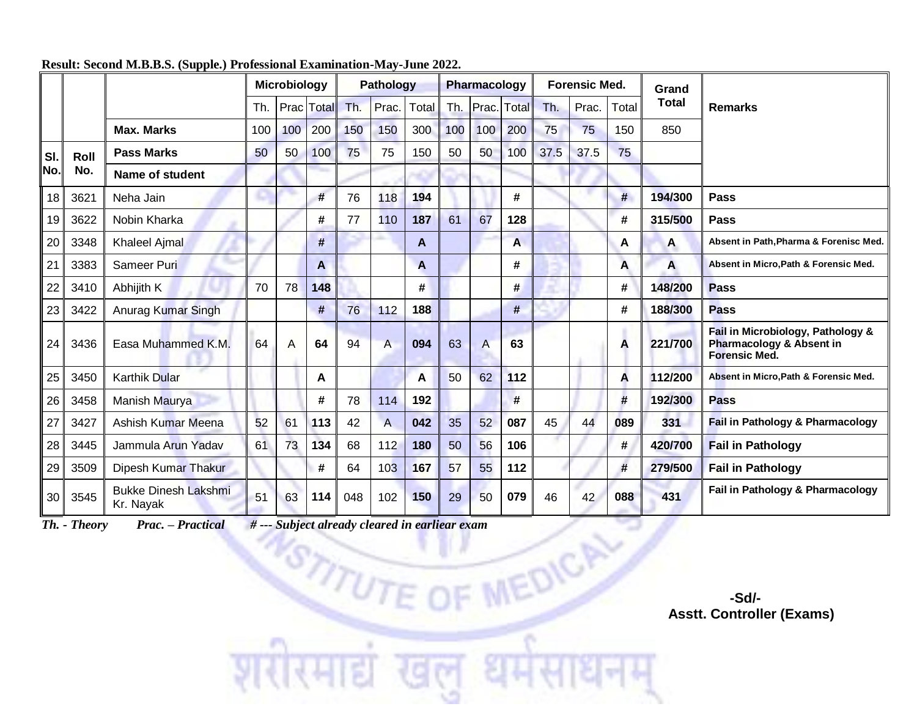**Result: Second M.B.B.S. (Supple.) Professional Examination-May-June 2022.**

| Sl. No. | Roll No. | | Microbiology | | | Pathology | | | Pharmacology | | | Forensic Med. | | | Grand Total | Remarks |
|---|---|---|---|---|---|---|---|---|---|---|---|---|---|---|---|---|
| | | | Th. | Prac | Total | Th. | Prac. | Total | Th. | Prac. | Total | Th. | Prac. | Total | | |
| | | **Max. Marks** | 100 | 100 | 200 | 150 | 150 | 300 | 100 | 100 | 200 | 75 | 75 | 150 | 850 | |
| | | **Pass Marks** | 50 | 50 | 100 | 75 | 75 | 150 | 50 | 50 | 100 | 37.5 | 37.5 | 75 | | |
| | | **Name of student** | | | | | | | | | | | | | | |
| 18 | 3621 | Neha Jain | | | **#** | 76 | 118 | **194** | | | **#** | | | **#** | **194/300** | **Pass** |
| 19 | 3622 | Nobin Kharka | | | **#** | 77 | 110 | **187** | 61 | 67 | **128** | | | **#** | **315/500** | **Pass** |
| 20 | 3348 | Khaleel Ajmal | | | **#** | | | **A** | | | **A** | | | **A** | **A** | **Absent in Path,Pharma & Forenisc Med.** |
| 21 | 3383 | Sameer Puri | | | **A** | | | **A** | | | **#** | | | **A** | **A** | **Absent in Micro,Path & Forensic Med.** |
| 22 | 3410 | Abhijith K | 70 | 78 | **148** | | | **#** | | | **#** | | | **#** | **148/200** | **Pass** |
| 23 | 3422 | Anurag Kumar Singh | | | **#** | 76 | 112 | **188** | | | **#** | | | **#** | **188/300** | **Pass** |
| 24 | 3436 | Easa Muhammed K.M. | 64 | A | **64** | 94 | A | **094** | 63 | A | **63** | | | **A** | **221/700** | **Fail in Microbiology, Pathology & Pharmacology & Absent in Forensic Med.** |
| 25 | 3450 | Karthik Dular | | | **A** | | | **A** | 50 | 62 | **112** | | | **A** | **112/200** | **Absent in Micro,Path & Forensic Med.** |
| 26 | 3458 | Manish Maurya | | | **#** | 78 | 114 | **192** | | | **#** | | | **#** | **192/300** | **Pass** |
| 27 | 3427 | Ashish Kumar Meena | 52 | 61 | **113** | 42 | A | **042** | 35 | 52 | **087** | 45 | 44 | **089** | **331** | **Fail in Pathology & Pharmacology** |
| 28 | 3445 | Jammula Arun Yadav | 61 | 73 | **134** | 68 | 112 | **180** | 50 | 56 | **106** | | | **#** | **420/700** | **Fail in Pathology** |
| 29 | 3509 | Dipesh Kumar Thakur | | | **#** | 64 | 103 | **167** | 57 | 55 | **112** | | | **#** | **279/500** | **Fail in Pathology** |
| 30 | 3545 | Bukke Dinesh Lakshmi Kr. Nayak | 51 | 63 | **114** | 048 | 102 | **150** | 29 | 50 | **079** | 46 | 42 | **088** | **431** | **Fail in Pathology & Pharmacology** |

*Th. - Theory* *Prac. – Practical* *# --- Subject already cleared in earliear exam*

**-Sd/-**
**Asstt. Controller (Exams)**